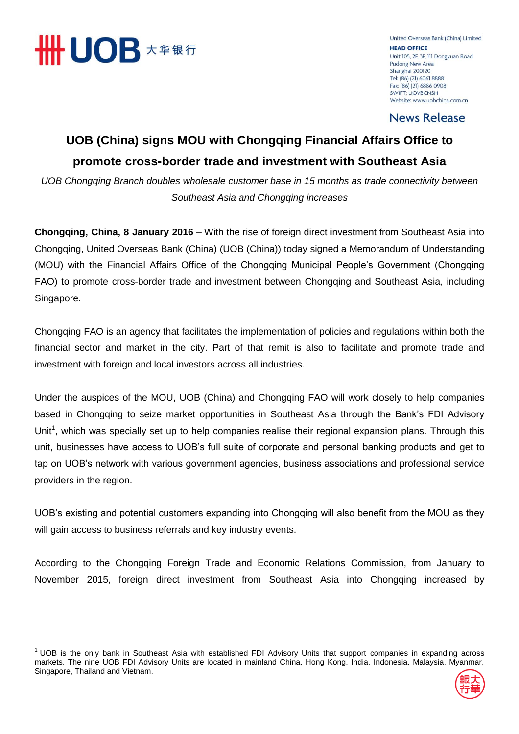UOB 大华银行

United Overseas Bank (China) Limited
**HEAD OFFICE**
Unit 105, 2F, 3F, 111 Dongyuan Road
Pudong New Area
Shanghai 200120
Tel: (86) (21) 6061 8888
Fax: (86) (21) 6886 0908
SWIFT: UOVBCNSH
Website: www.uobchina.com.cn

**News Release**

# UOB (China) signs MOU with Chongqing Financial Affairs Office to promote cross-border trade and investment with Southeast Asia

*UOB Chongqing Branch doubles wholesale customer base in 15 months as trade connectivity between Southeast Asia and Chongqing increases*

**Chongqing, China, 8 January 2016** – With the rise of foreign direct investment from Southeast Asia into Chongqing, United Overseas Bank (China) (UOB (China)) today signed a Memorandum of Understanding (MOU) with the Financial Affairs Office of the Chongqing Municipal People's Government (Chongqing FAO) to promote cross-border trade and investment between Chongqing and Southeast Asia, including Singapore.

Chongqing FAO is an agency that facilitates the implementation of policies and regulations within both the financial sector and market in the city. Part of that remit is also to facilitate and promote trade and investment with foreign and local investors across all industries.

Under the auspices of the MOU, UOB (China) and Chongqing FAO will work closely to help companies based in Chongqing to seize market opportunities in Southeast Asia through the Bank's FDI Advisory Unit[1], which was specially set up to help companies realise their regional expansion plans. Through this unit, businesses have access to UOB's full suite of corporate and personal banking products and get to tap on UOB's network with various government agencies, business associations and professional service providers in the region.

UOB's existing and potential customers expanding into Chongqing will also benefit from the MOU as they will gain access to business referrals and key industry events.

According to the Chongqing Foreign Trade and Economic Relations Commission, from January to November 2015, foreign direct investment from Southeast Asia into Chongqing increased by

---

[1] UOB is the only bank in Southeast Asia with established FDI Advisory Units that support companies in expanding across markets. The nine UOB FDI Advisory Units are located in mainland China, Hong Kong, India, Indonesia, Malaysia, Myanmar, Singapore, Thailand and Vietnam.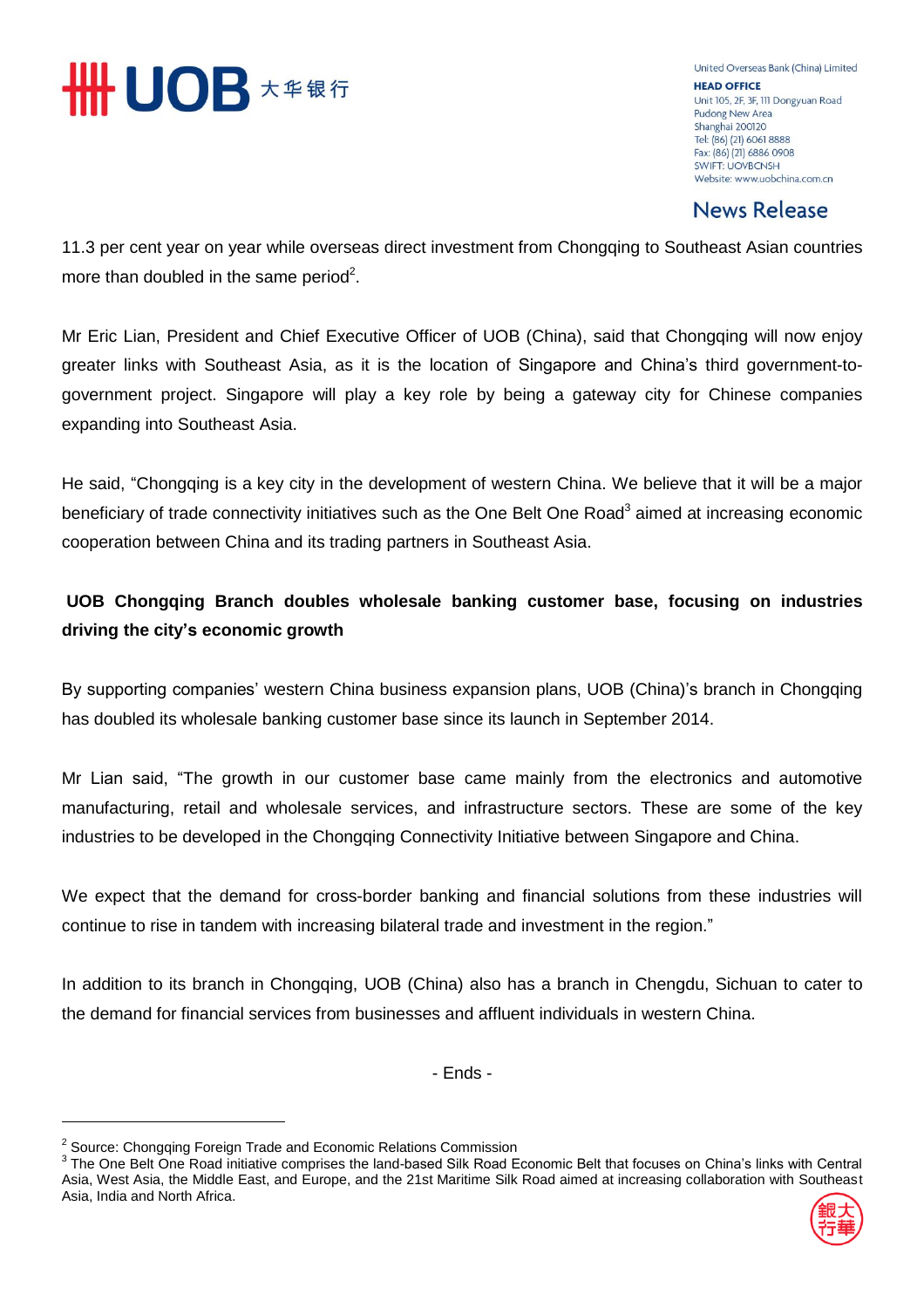11.3 per cent year on year while overseas direct investment from Chongqing to Southeast Asian countries more than doubled in the same period[2].

Mr Eric Lian, President and Chief Executive Officer of UOB (China), said that Chongqing will now enjoy greater links with Southeast Asia, as it is the location of Singapore and China's third government-to-government project. Singapore will play a key role by being a gateway city for Chinese companies expanding into Southeast Asia.

He said, "Chongqing is a key city in the development of western China. We believe that it will be a major beneficiary of trade connectivity initiatives such as the One Belt One Road[3] aimed at increasing economic cooperation between China and its trading partners in Southeast Asia.

**UOB Chongqing Branch doubles wholesale banking customer base, focusing on industries driving the city's economic growth**

By supporting companies' western China business expansion plans, UOB (China)'s branch in Chongqing has doubled its wholesale banking customer base since its launch in September 2014.

Mr Lian said, "The growth in our customer base came mainly from the electronics and automotive manufacturing, retail and wholesale services, and infrastructure sectors. These are some of the key industries to be developed in the Chongqing Connectivity Initiative between Singapore and China.

We expect that the demand for cross-border banking and financial solutions from these industries will continue to rise in tandem with increasing bilateral trade and investment in the region."

In addition to its branch in Chongqing, UOB (China) also has a branch in Chengdu, Sichuan to cater to the demand for financial services from businesses and affluent individuals in western China.

\- Ends -

---

[2] Source: Chongqing Foreign Trade and Economic Relations Commission

[3] The One Belt One Road initiative comprises the land-based Silk Road Economic Belt that focuses on China's links with Central Asia, West Asia, the Middle East, and Europe, and the 21st Maritime Silk Road aimed at increasing collaboration with Southeast Asia, India and North Africa.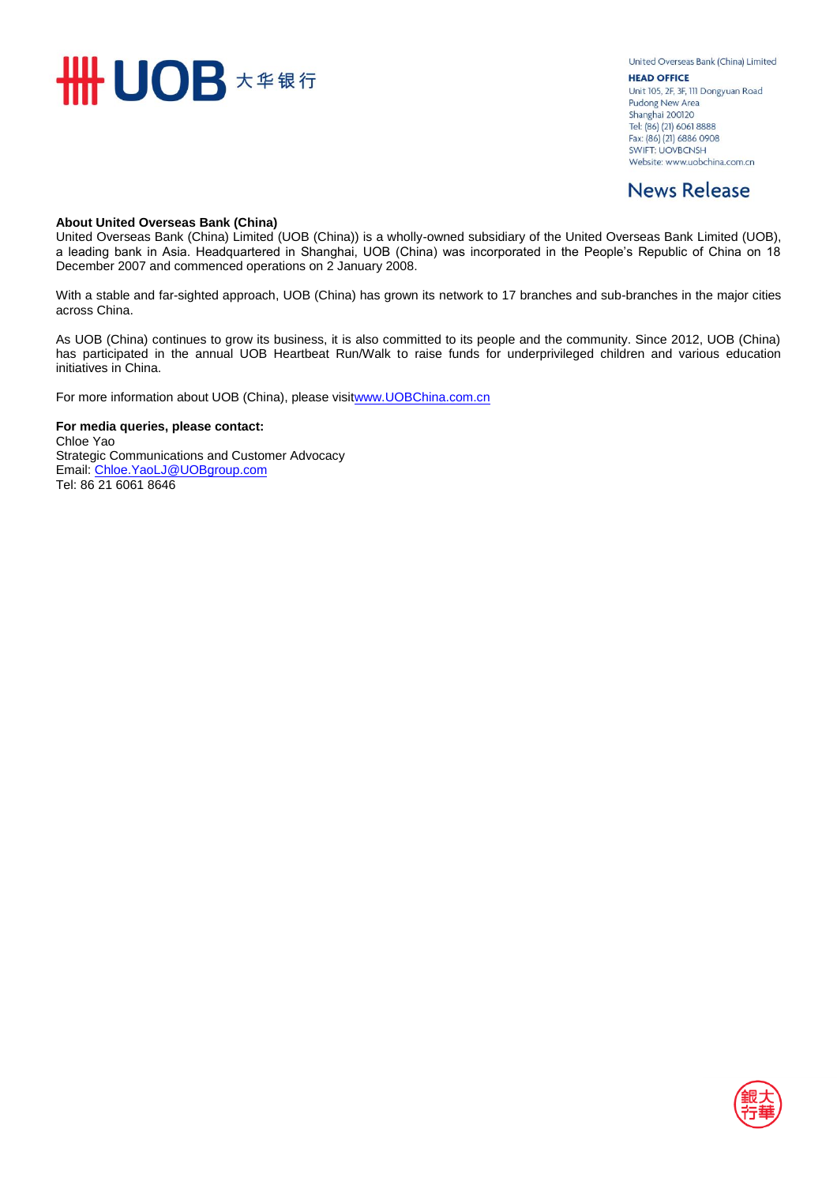**About United Overseas Bank (China)**
United Overseas Bank (China) Limited (UOB (China)) is a wholly-owned subsidiary of the United Overseas Bank Limited (UOB), a leading bank in Asia. Headquartered in Shanghai, UOB (China) was incorporated in the People's Republic of China on 18 December 2007 and commenced operations on 2 January 2008.

With a stable and far-sighted approach, UOB (China) has grown its network to 17 branches and sub-branches in the major cities across China.

As UOB (China) continues to grow its business, it is also committed to its people and the community. Since 2012, UOB (China) has participated in the annual UOB Heartbeat Run/Walk to raise funds for underprivileged children and various education initiatives in China.

For more information about UOB (China), please visitwww.UOBChina.com.cn

**For media queries, please contact:**
Chloe Yao
Strategic Communications and Customer Advocacy
Email: Chloe.YaoLJ@UOBgroup.com
Tel: 86 21 6061 8646